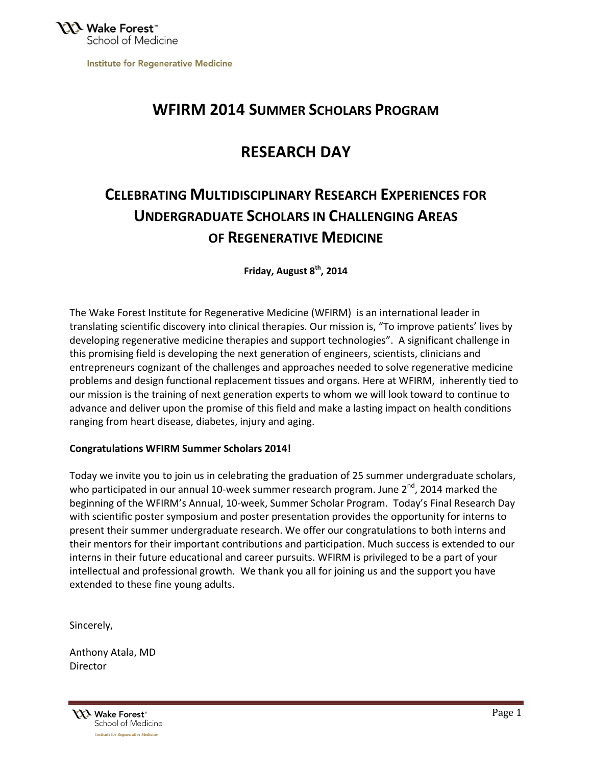Wake Forest™ School of Medicine

Institute for Regenerative Medicine

# WFIRM 2014 Summer Scholars Program

# Research Day

## Celebrating Multidisciplinary Research Experiences for Undergraduate Scholars in Challenging Areas of Regenerative Medicine

**Friday, August 8th, 2014**

The Wake Forest Institute for Regenerative Medicine (WFIRM) is an international leader in translating scientific discovery into clinical therapies. Our mission is, "To improve patients' lives by developing regenerative medicine therapies and support technologies". A significant challenge in this promising field is developing the next generation of engineers, scientists, clinicians and entrepreneurs cognizant of the challenges and approaches needed to solve regenerative medicine problems and design functional replacement tissues and organs. Here at WFIRM, inherently tied to our mission is the training of next generation experts to whom we will look toward to continue to advance and deliver upon the promise of this field and make a lasting impact on health conditions ranging from heart disease, diabetes, injury and aging.

**Congratulations WFIRM Summer Scholars 2014!**

Today we invite you to join us in celebrating the graduation of 25 summer undergraduate scholars, who participated in our annual 10-week summer research program. June 2nd, 2014 marked the beginning of the WFIRM's Annual, 10-week, Summer Scholar Program. Today's Final Research Day with scientific poster symposium and poster presentation provides the opportunity for interns to present their summer undergraduate research. We offer our congratulations to both interns and their mentors for their important contributions and participation. Much success is extended to our interns in their future educational and career pursuits. WFIRM is privileged to be a part of your intellectual and professional growth. We thank you all for joining us and the support you have extended to these fine young adults.

Sincerely,

Anthony Atala, MD
Director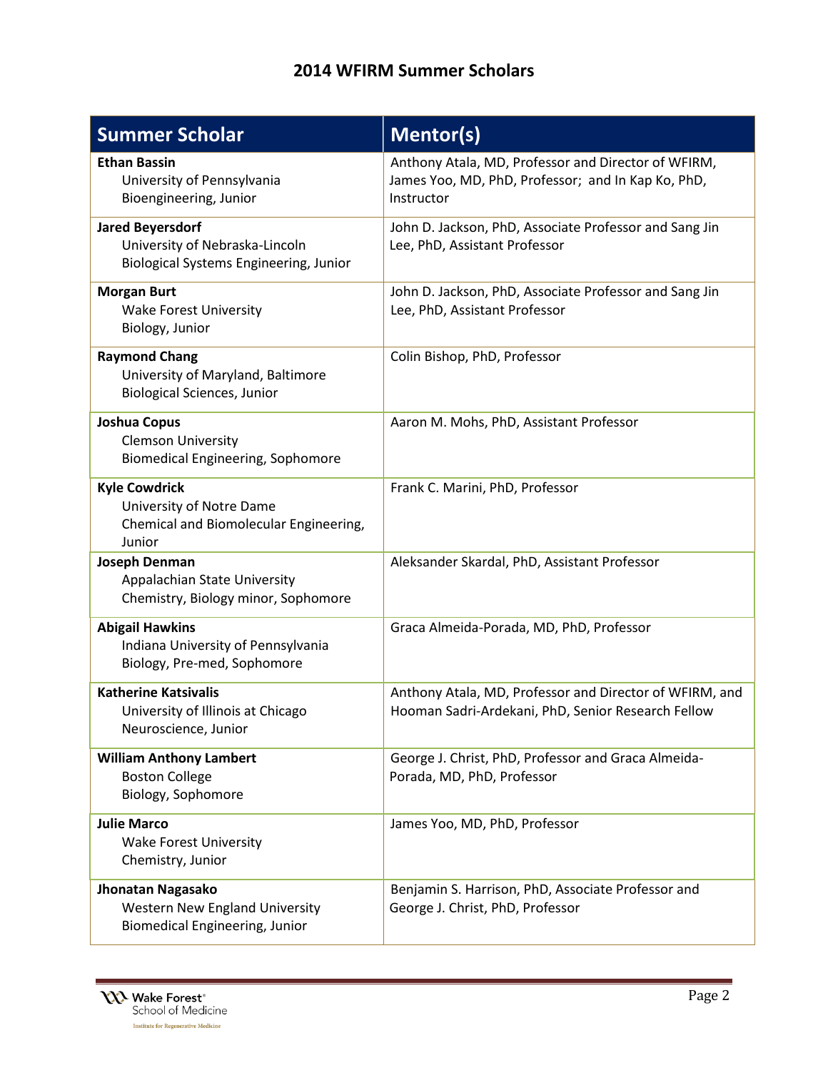## 2014 WFIRM Summer Scholars

| Summer Scholar | Mentor(s) |
| --- | --- |
| **Ethan Bassin**<br>University of Pennsylvania<br>Bioengineering, Junior | Anthony Atala, MD, Professor and Director of WFIRM, James Yoo, MD, PhD, Professor; and In Kap Ko, PhD, Instructor |
| **Jared Beyersdorf**<br>University of Nebraska-Lincoln<br>Biological Systems Engineering, Junior | John D. Jackson, PhD, Associate Professor and Sang Jin Lee, PhD, Assistant Professor |
| **Morgan Burt**<br>Wake Forest University<br>Biology, Junior | John D. Jackson, PhD, Associate Professor and Sang Jin Lee, PhD, Assistant Professor |
| **Raymond Chang**<br>University of Maryland, Baltimore<br>Biological Sciences, Junior | Colin Bishop, PhD, Professor |
| **Joshua Copus**<br>Clemson University<br>Biomedical Engineering, Sophomore | Aaron M. Mohs, PhD, Assistant Professor |
| **Kyle Cowdrick**<br>University of Notre Dame<br>Chemical and Biomolecular Engineering, Junior | Frank C. Marini, PhD, Professor |
| **Joseph Denman**<br>Appalachian State University<br>Chemistry, Biology minor, Sophomore | Aleksander Skardal, PhD, Assistant Professor |
| **Abigail Hawkins**<br>Indiana University of Pennsylvania<br>Biology, Pre-med, Sophomore | Graca Almeida-Porada, MD, PhD, Professor |
| **Katherine Katsivalis**<br>University of Illinois at Chicago<br>Neuroscience, Junior | Anthony Atala, MD, Professor and Director of WFIRM, and Hooman Sadri-Ardekani, PhD, Senior Research Fellow |
| **William Anthony Lambert**<br>Boston College<br>Biology, Sophomore | George J. Christ, PhD, Professor and Graca Almeida-Porada, MD, PhD, Professor |
| **Julie Marco**<br>Wake Forest University<br>Chemistry, Junior | James Yoo, MD, PhD, Professor |
| **Jhonatan Nagasako**<br>Western New England University<br>Biomedical Engineering, Junior | Benjamin S. Harrison, PhD, Associate Professor and George J. Christ, PhD, Professor |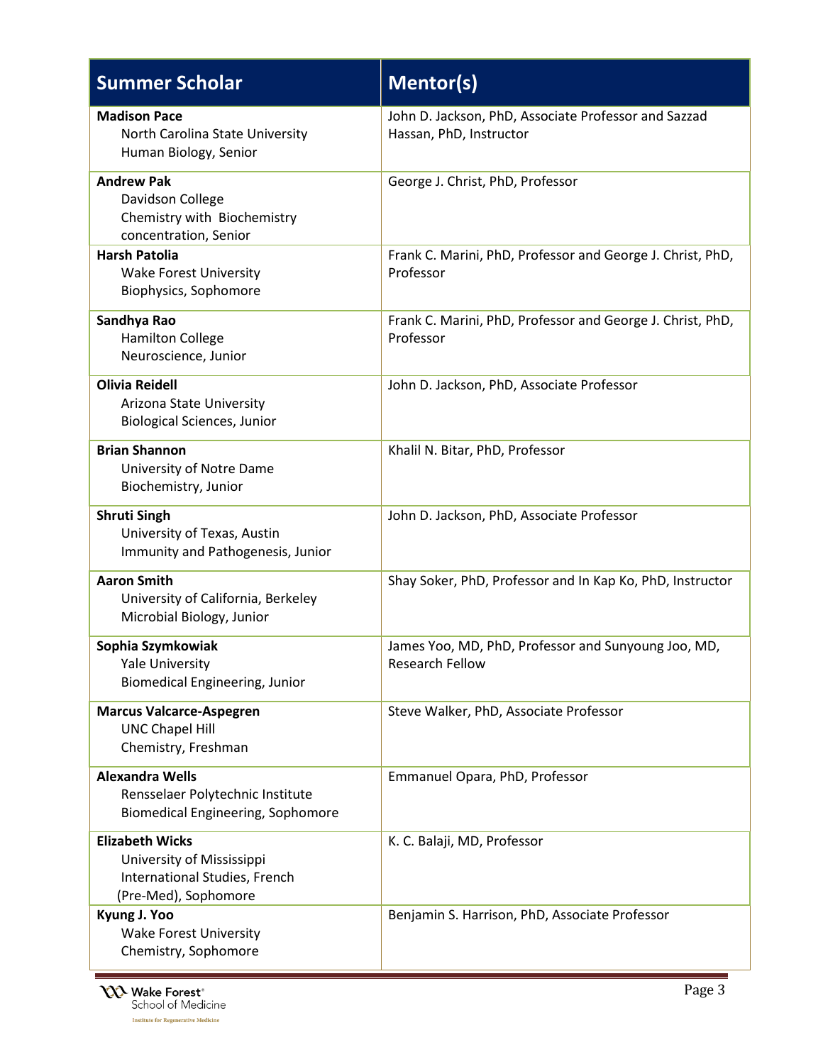| Summer Scholar | Mentor(s) |
|---|---|
| **Madison Pace**<br>North Carolina State University<br>Human Biology, Senior | John D. Jackson, PhD, Associate Professor and Sazzad Hassan, PhD, Instructor |
| **Andrew Pak**<br>Davidson College<br>Chemistry with Biochemistry concentration, Senior | George J. Christ, PhD, Professor |
| **Harsh Patolia**<br>Wake Forest University<br>Biophysics, Sophomore | Frank C. Marini, PhD, Professor and George J. Christ, PhD, Professor |
| **Sandhya Rao**<br>Hamilton College<br>Neuroscience, Junior | Frank C. Marini, PhD, Professor and George J. Christ, PhD, Professor |
| **Olivia Reidell**<br>Arizona State University<br>Biological Sciences, Junior | John D. Jackson, PhD, Associate Professor |
| **Brian Shannon**<br>University of Notre Dame<br>Biochemistry, Junior | Khalil N. Bitar, PhD, Professor |
| **Shruti Singh**<br>University of Texas, Austin<br>Immunity and Pathogenesis, Junior | John D. Jackson, PhD, Associate Professor |
| **Aaron Smith**<br>University of California, Berkeley<br>Microbial Biology, Junior | Shay Soker, PhD, Professor and In Kap Ko, PhD, Instructor |
| **Sophia Szymkowiak**<br>Yale University<br>Biomedical Engineering, Junior | James Yoo, MD, PhD, Professor and Sunyoung Joo, MD, Research Fellow |
| **Marcus Valcarce-Aspegren**<br>UNC Chapel Hill<br>Chemistry, Freshman | Steve Walker, PhD, Associate Professor |
| **Alexandra Wells**<br>Rensselaer Polytechnic Institute<br>Biomedical Engineering, Sophomore | Emmanuel Opara, PhD, Professor |
| **Elizabeth Wicks**<br>University of Mississippi<br>International Studies, French (Pre-Med), Sophomore | K. C. Balaji, MD, Professor |
| **Kyung J. Yoo**<br>Wake Forest University<br>Chemistry, Sophomore | Benjamin S. Harrison, PhD, Associate Professor |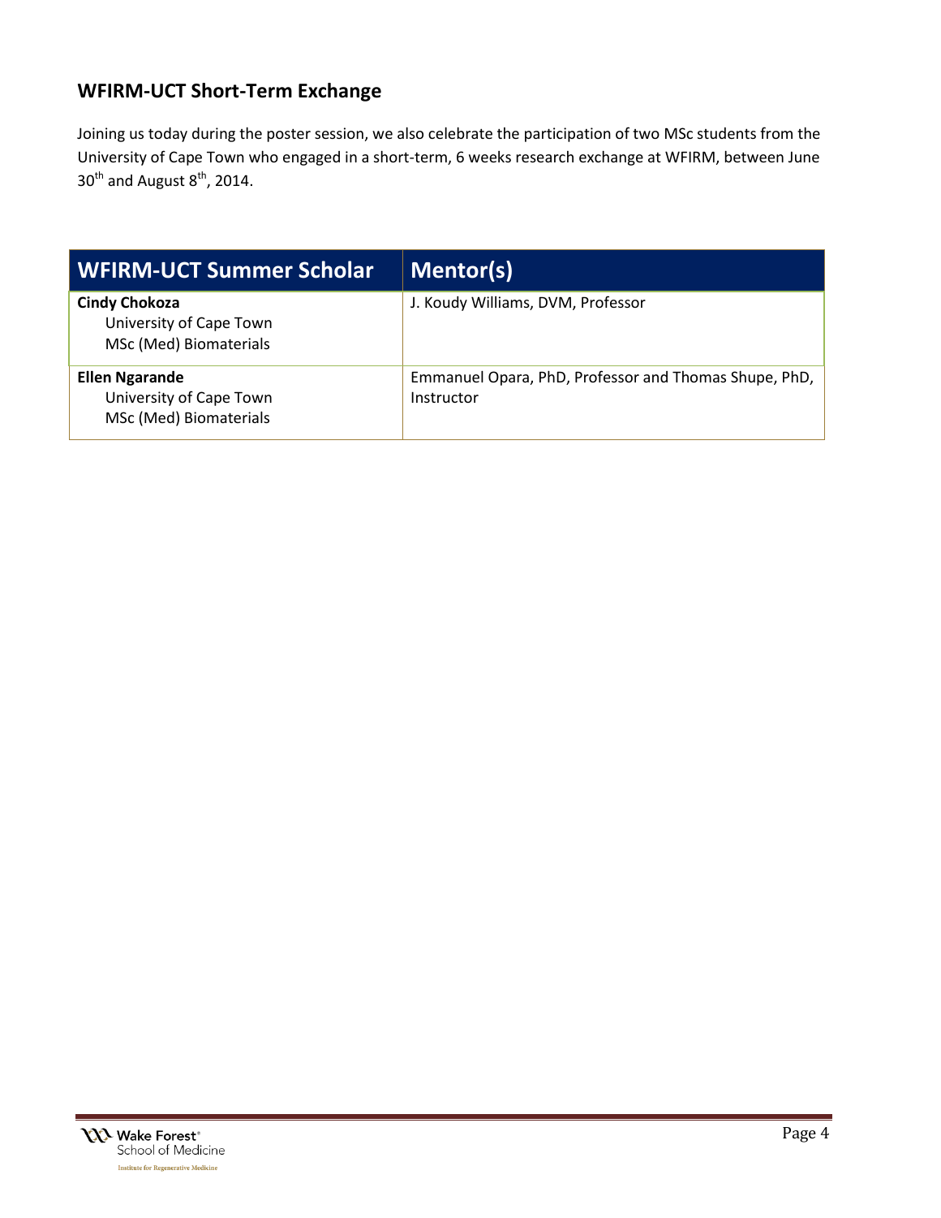## WFIRM-UCT Short-Term Exchange

Joining us today during the poster session, we also celebrate the participation of two MSc students from the University of Cape Town who engaged in a short-term, 6 weeks research exchange at WFIRM, between June 30th and August 8th, 2014.

| WFIRM-UCT Summer Scholar | Mentor(s) |
|---|---|
| **Cindy Chokoza**<br>University of Cape Town<br>MSc (Med) Biomaterials | J. Koudy Williams, DVM, Professor |
| **Ellen Ngarande**<br>University of Cape Town<br>MSc (Med) Biomaterials | Emmanuel Opara, PhD, Professor and Thomas Shupe, PhD, Instructor |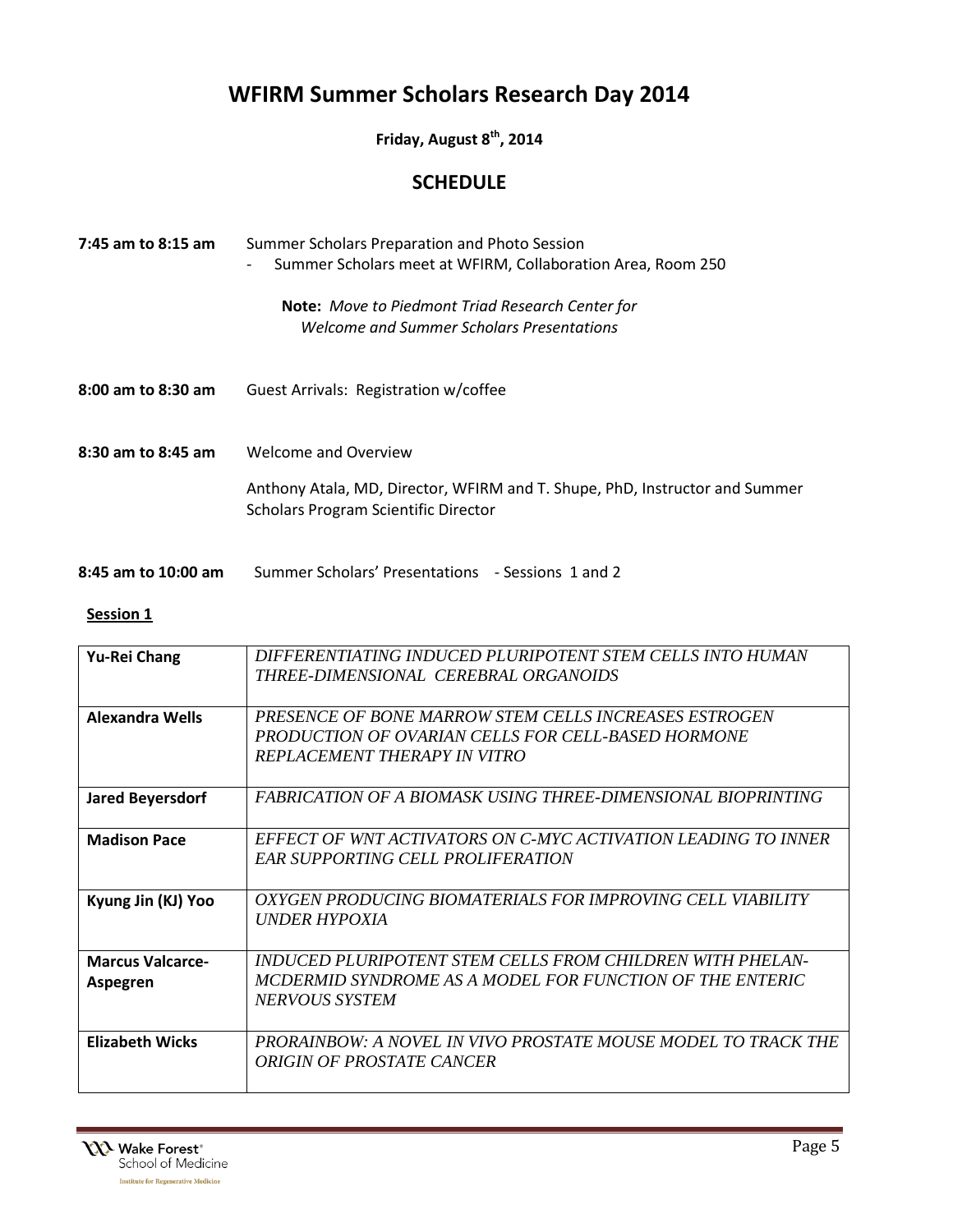# WFIRM Summer Scholars Research Day 2014

**Friday, August 8th, 2014**

## SCHEDULE

**7:45 am to 8:15 am** Summer Scholars Preparation and Photo Session

- Summer Scholars meet at WFIRM, Collaboration Area, Room 250

**Note:** *Move to Piedmont Triad Research Center for Welcome and Summer Scholars Presentations*

**8:00 am to 8:30 am** Guest Arrivals: Registration w/coffee

**8:30 am to 8:45 am** Welcome and Overview

Anthony Atala, MD, Director, WFIRM and T. Shupe, PhD, Instructor and Summer Scholars Program Scientific Director

**8:45 am to 10:00 am** Summer Scholars' Presentations - Sessions 1 and 2

**Session 1**

| | |
|---|---|
| **Yu-Rei Chang** | *DIFFERENTIATING INDUCED PLURIPOTENT STEM CELLS INTO HUMAN THREE-DIMENSIONAL CEREBRAL ORGANOIDS* |
| **Alexandra Wells** | *PRESENCE OF BONE MARROW STEM CELLS INCREASES ESTROGEN PRODUCTION OF OVARIAN CELLS FOR CELL-BASED HORMONE REPLACEMENT THERAPY IN VITRO* |
| **Jared Beyersdorf** | *FABRICATION OF A BIOMASK USING THREE-DIMENSIONAL BIOPRINTING* |
| **Madison Pace** | *EFFECT OF WNT ACTIVATORS ON C-MYC ACTIVATION LEADING TO INNER EAR SUPPORTING CELL PROLIFERATION* |
| **Kyung Jin (KJ) Yoo** | *OXYGEN PRODUCING BIOMATERIALS FOR IMPROVING CELL VIABILITY UNDER HYPOXIA* |
| **Marcus Valcarce-Aspegren** | *INDUCED PLURIPOTENT STEM CELLS FROM CHILDREN WITH PHELAN-MCDERMID SYNDROME AS A MODEL FOR FUNCTION OF THE ENTERIC NERVOUS SYSTEM* |
| **Elizabeth Wicks** | *PRORAINBOW: A NOVEL IN VIVO PROSTATE MOUSE MODEL TO TRACK THE ORIGIN OF PROSTATE CANCER* |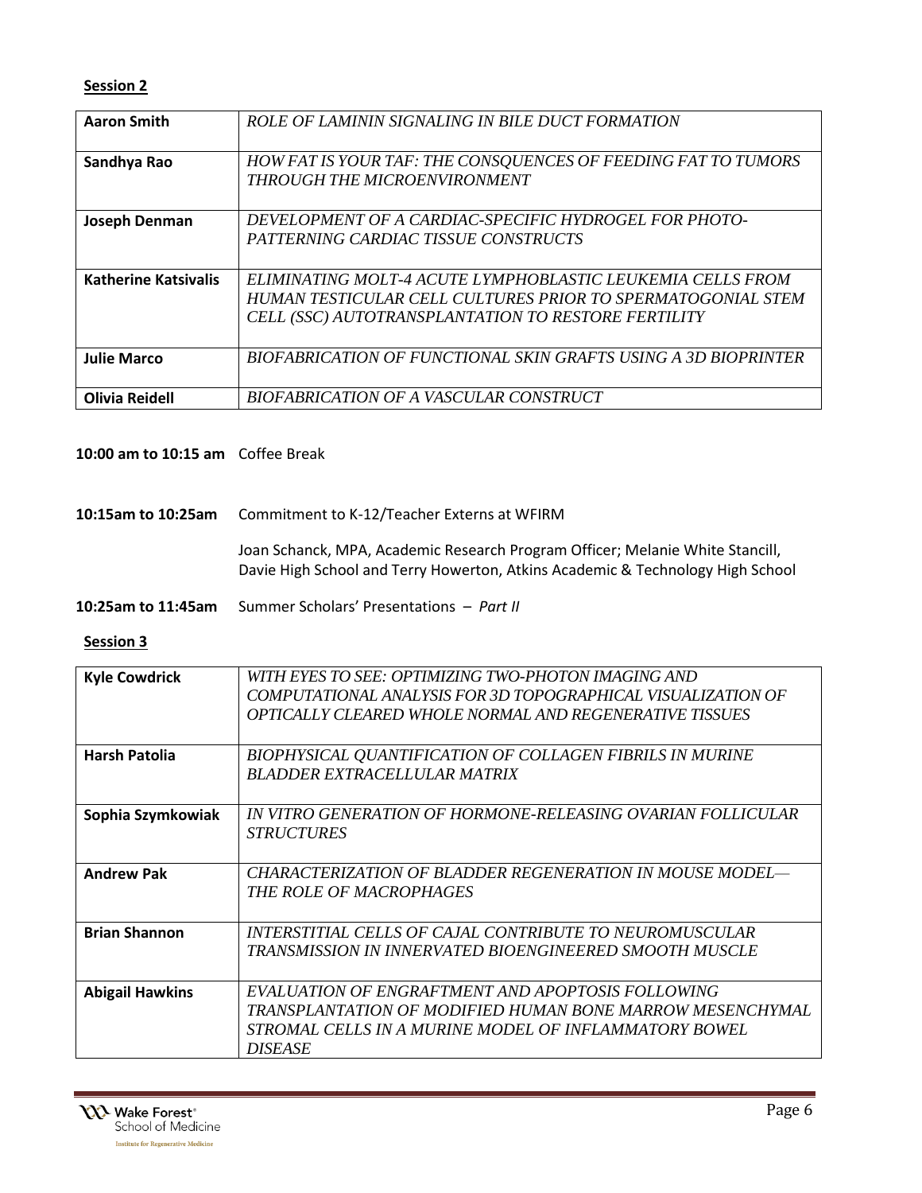**Session 2**

| | |
|---|---|
| **Aaron Smith** | *ROLE OF LAMININ SIGNALING IN BILE DUCT FORMATION* |
| **Sandhya Rao** | *HOW FAT IS YOUR TAF: THE CONSQUENCES OF FEEDING FAT TO TUMORS THROUGH THE MICROENVIRONMENT* |
| **Joseph Denman** | *DEVELOPMENT OF A CARDIAC-SPECIFIC HYDROGEL FOR PHOTO-PATTERNING CARDIAC TISSUE CONSTRUCTS* |
| **Katherine Katsivalis** | *ELIMINATING MOLT-4 ACUTE LYMPHOBLASTIC LEUKEMIA CELLS FROM HUMAN TESTICULAR CELL CULTURES PRIOR TO SPERMATOGONIAL STEM CELL (SSC) AUTOTRANSPLANTATION TO RESTORE FERTILITY* |
| **Julie Marco** | *BIOFABRICATION OF FUNCTIONAL SKIN GRAFTS USING A 3D BIOPRINTER* |
| **Olivia Reidell** | *BIOFABRICATION OF A VASCULAR CONSTRUCT* |

**10:00 am to 10:15 am** Coffee Break

**10:15am to 10:25am** Commitment to K-12/Teacher Externs at WFIRM

Joan Schanck, MPA, Academic Research Program Officer; Melanie White Stancill, Davie High School and Terry Howerton, Atkins Academic & Technology High School

**10:25am to 11:45am** Summer Scholars' Presentations – *Part II*

**Session 3**

| | |
|---|---|
| **Kyle Cowdrick** | *WITH EYES TO SEE: OPTIMIZING TWO-PHOTON IMAGING AND COMPUTATIONAL ANALYSIS FOR 3D TOPOGRAPHICAL VISUALIZATION OF OPTICALLY CLEARED WHOLE NORMAL AND REGENERATIVE TISSUES* |
| **Harsh Patolia** | *BIOPHYSICAL QUANTIFICATION OF COLLAGEN FIBRILS IN MURINE BLADDER EXTRACELLULAR MATRIX* |
| **Sophia Szymkowiak** | *IN VITRO GENERATION OF HORMONE-RELEASING OVARIAN FOLLICULAR STRUCTURES* |
| **Andrew Pak** | *CHARACTERIZATION OF BLADDER REGENERATION IN MOUSE MODEL—THE ROLE OF MACROPHAGES* |
| **Brian Shannon** | *INTERSTITIAL CELLS OF CAJAL CONTRIBUTE TO NEUROMUSCULAR TRANSMISSION IN INNERVATED BIOENGINEERED SMOOTH MUSCLE* |
| **Abigail Hawkins** | *EVALUATION OF ENGRAFTMENT AND APOPTOSIS FOLLOWING TRANSPLANTATION OF MODIFIED HUMAN BONE MARROW MESENCHYMAL STROMAL CELLS IN A MURINE MODEL OF INFLAMMATORY BOWEL DISEASE* |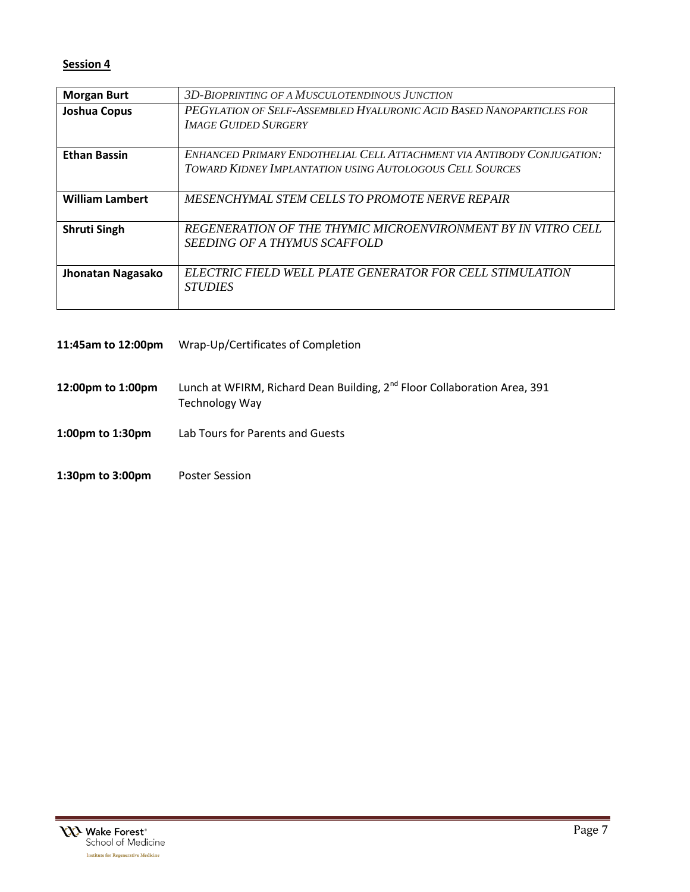**Session 4**

| | |
|---|---|
| **Morgan Burt** | *3D-Bioprinting of a Musculotendinous Junction* |
| **Joshua Copus** | *PEGylation of Self-Assembled Hyaluronic Acid Based Nanoparticles for Image Guided Surgery* |
| **Ethan Bassin** | *Enhanced Primary Endothelial Cell Attachment via Antibody Conjugation: Toward Kidney Implantation using Autologous Cell Sources* |
| **William Lambert** | *MESENCHYMAL STEM CELLS TO PROMOTE NERVE REPAIR* |
| **Shruti Singh** | *REGENERATION OF THE THYMIC MICROENVIRONMENT BY IN VITRO CELL SEEDING OF A THYMUS SCAFFOLD* |
| **Jhonatan Nagasako** | *ELECTRIC FIELD WELL PLATE GENERATOR FOR CELL STIMULATION STUDIES* |

**11:45am to 12:00pm** Wrap-Up/Certificates of Completion

**12:00pm to 1:00pm** Lunch at WFIRM, Richard Dean Building, 2nd Floor Collaboration Area, 391 Technology Way

**1:00pm to 1:30pm** Lab Tours for Parents and Guests

**1:30pm to 3:00pm** Poster Session